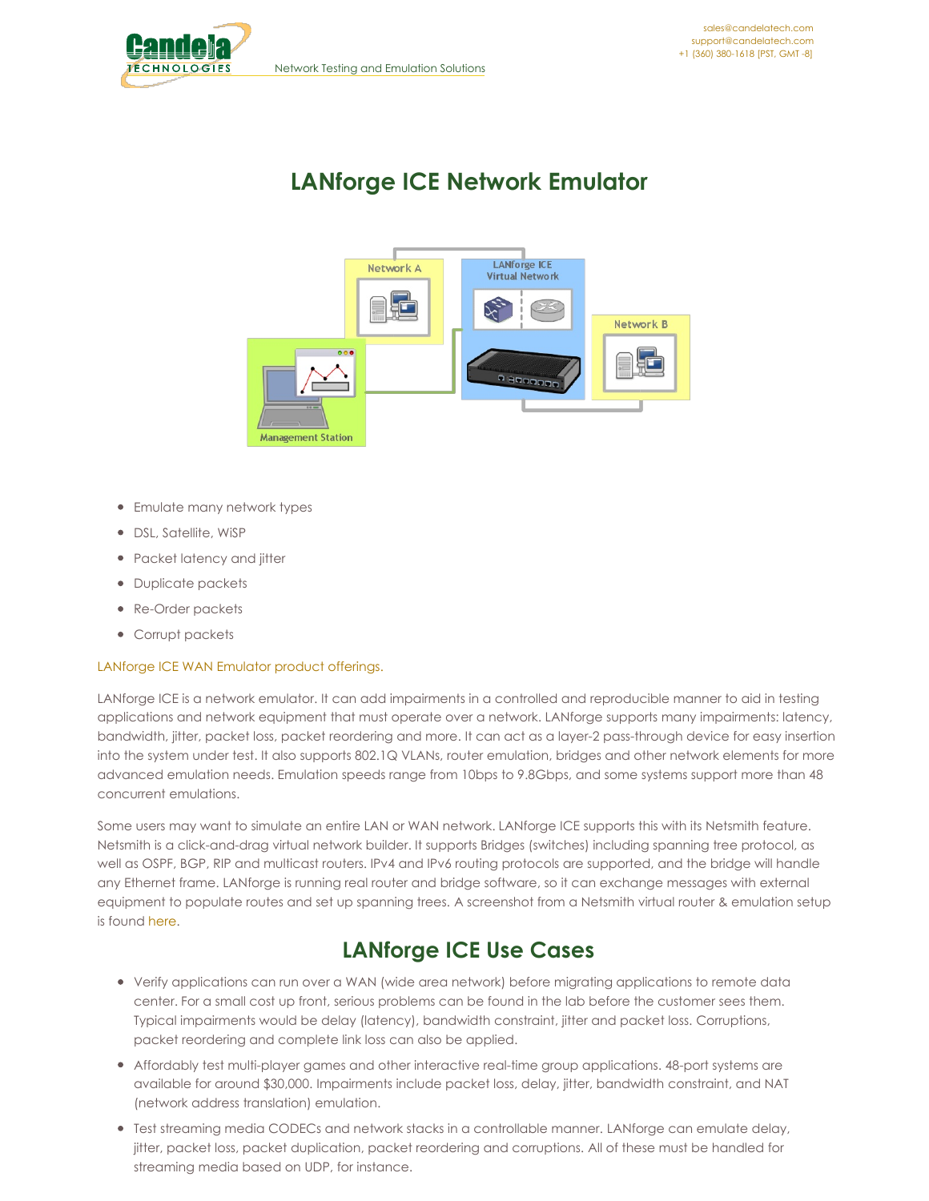# LANforge ICE Network Emulator

- Emulate many network types
- DSL, Satellite, WiSP
- Packet latency and jitter
- Duplicate packets
- Re-Order packets
- Corrupt packets

LANforge ICE WAN Emulator product offerings.

LANforge ICE is a network emulator. It can add impairments in a controlled and reproducible manner to aid in testing applications and network equipment that must operate over a network. LANforge supports many impairments: latency, bandwidth, jitter, packet loss, packet reordering and more. It can act as a layer-2 pass-through device for easy insertion into the system under test. It also supports 802.1Q VLANs, router emulation, bridges and other network elements for more advanced emulation needs. Emulation speeds range from 10bps to 9.8Gbps, and some systems support more than 48 concurrent emulations.

Some users may want to simulate an entire LAN or WAN network. LANforge ICE supports this with its Netsmith feature. Netsmith is a click-and-drag virtual network builder. It supports Bridges (switches) including spanning tree protocol, as well as OSPF, BGP, RIP and multicast routers. IPv4 and IPv6 routing protocols are supported, and the bridge will handle any Ethernet frame. LANforge is running real router and bridge software, so it can exchange messages with external equipment to populate routes and set up spanning trees. A screenshot from a Netsmith virtual router & emulation setup is found here.

## LANforge ICE Use Cases

- Verify applications can run over a WAN (wide area network) before migrating applications to remote data center. For a small cost up front, serious problems can be found in the lab before the customer sees them. Typical impairments would be delay (latency), bandwidth constraint, jitter and packet loss. Corruptions, packet reordering and complete link loss can also be applied.
- Affordably test multi-player games and other interactive real-time group applications. 48-port systems are available for around $30,000. Impairments include packet loss, delay, jitter, bandwidth constraint, and NAT (network address translation) emulation.
- Test streaming media CODECs and network stacks in a controllable manner. LANforge can emulate delay, jitter, packet loss, packet duplication, packet reordering and corruptions. All of these must be handled for streaming media based on UDP, for instance.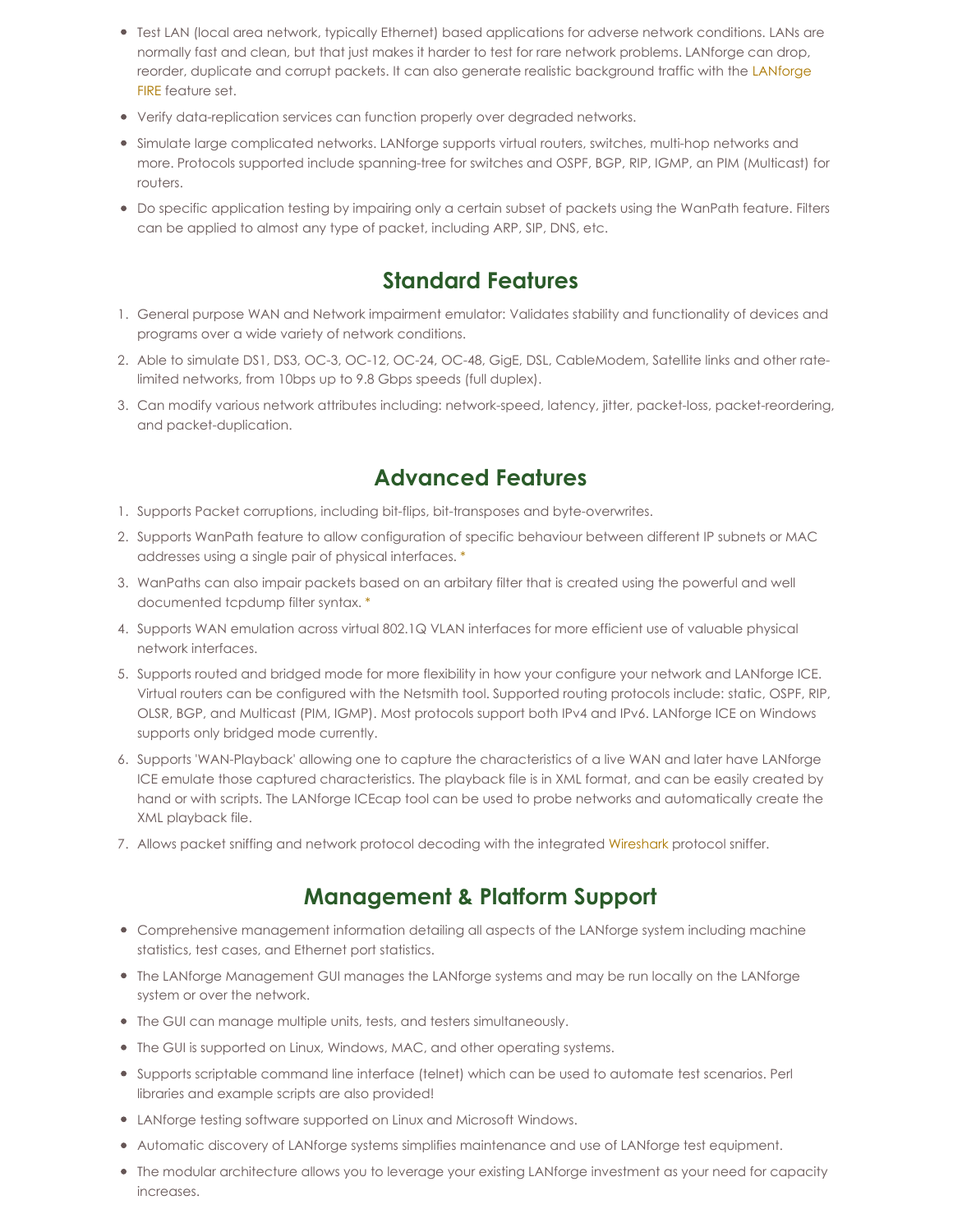- Test LAN (local area network, typically Ethernet) based applications for adverse network conditions. LANs are normally fast and clean, but that just makes it harder to test for rare network problems. LANforge can drop, reorder, duplicate and corrupt packets. It can also generate realistic background traffic with the LANforge FIRE feature set.
- Verify data-replication services can function properly over degraded networks.
- Simulate large complicated networks. LANforge supports virtual routers, switches, multi-hop networks and more. Protocols supported include spanning-tree for switches and OSPF, BGP, RIP, IGMP, an PIM (Multicast) for routers.
- Do specific application testing by impairing only a certain subset of packets using the WanPath feature. Filters can be applied to almost any type of packet, including ARP, SIP, DNS, etc.

## Standard Features

1. General purpose WAN and Network impairment emulator: Validates stability and functionality of devices and programs over a wide variety of network conditions.
2. Able to simulate DS1, DS3, OC-3, OC-12, OC-24, OC-48, GigE, DSL, CableModem, Satellite links and other rate-limited networks, from 10bps up to 9.8 Gbps speeds (full duplex).
3. Can modify various network attributes including: network-speed, latency, jitter, packet-loss, packet-reordering, and packet-duplication.

## Advanced Features

1. Supports Packet corruptions, including bit-flips, bit-transposes and byte-overwrites.
2. Supports WanPath feature to allow configuration of specific behaviour between different IP subnets or MAC addresses using a single pair of physical interfaces. *
3. WanPaths can also impair packets based on an arbitary filter that is created using the powerful and well documented tcpdump filter syntax. *
4. Supports WAN emulation across virtual 802.1Q VLAN interfaces for more efficient use of valuable physical network interfaces.
5. Supports routed and bridged mode for more flexibility in how your configure your network and LANforge ICE. Virtual routers can be configured with the Netsmith tool. Supported routing protocols include: static, OSPF, RIP, OLSR, BGP, and Multicast (PIM, IGMP). Most protocols support both IPv4 and IPv6. LANforge ICE on Windows supports only bridged mode currently.
6. Supports 'WAN-Playback' allowing one to capture the characteristics of a live WAN and later have LANforge ICE emulate those captured characteristics. The playback file is in XML format, and can be easily created by hand or with scripts. The LANforge ICEcap tool can be used to probe networks and automatically create the XML playback file.
7. Allows packet sniffing and network protocol decoding with the integrated Wireshark protocol sniffer.

## Management & Platform Support

- Comprehensive management information detailing all aspects of the LANforge system including machine statistics, test cases, and Ethernet port statistics.
- The LANforge Management GUI manages the LANforge systems and may be run locally on the LANforge system or over the network.
- The GUI can manage multiple units, tests, and testers simultaneously.
- The GUI is supported on Linux, Windows, MAC, and other operating systems.
- Supports scriptable command line interface (telnet) which can be used to automate test scenarios. Perl libraries and example scripts are also provided!
- LANforge testing software supported on Linux and Microsoft Windows.
- Automatic discovery of LANforge systems simplifies maintenance and use of LANforge test equipment.
- The modular architecture allows you to leverage your existing LANforge investment as your need for capacity increases.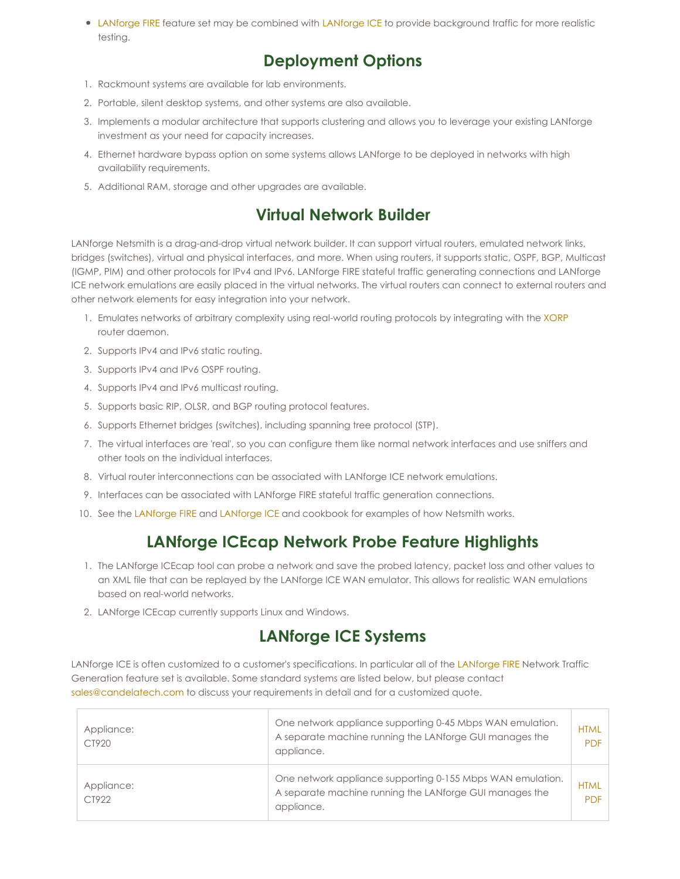- LANforge FIRE feature set may be combined with LANforge ICE to provide background traffic for more realistic testing.

## Deployment Options

1. Rackmount systems are available for lab environments.
2. Portable, silent desktop systems, and other systems are also available.
3. Implements a modular architecture that supports clustering and allows you to leverage your existing LANforge investment as your need for capacity increases.
4. Ethernet hardware bypass option on some systems allows LANforge to be deployed in networks with high availability requirements.
5. Additional RAM, storage and other upgrades are available.

## Virtual Network Builder

LANforge Netsmith is a drag-and-drop virtual network builder. It can support virtual routers, emulated network links, bridges (switches), virtual and physical interfaces, and more. When using routers, it supports static, OSPF, BGP, Multicast (IGMP, PIM) and other protocols for IPv4 and IPv6. LANforge FIRE stateful traffic generating connections and LANforge ICE network emulations are easily placed in the virtual networks. The virtual routers can connect to external routers and other network elements for easy integration into your network.

1. Emulates networks of arbitrary complexity using real-world routing protocols by integrating with the XORP router daemon.
2. Supports IPv4 and IPv6 static routing.
3. Supports IPv4 and IPv6 OSPF routing.
4. Supports IPv4 and IPv6 multicast routing.
5. Supports basic RIP, OLSR, and BGP routing protocol features.
6. Supports Ethernet bridges (switches), including spanning tree protocol (STP).
7. The virtual interfaces are 'real', so you can configure them like normal network interfaces and use sniffers and other tools on the individual interfaces.
8. Virtual router interconnections can be associated with LANforge ICE network emulations.
9. Interfaces can be associated with LANforge FIRE stateful traffic generation connections.
10. See the LANforge FIRE and LANforge ICE and cookbook for examples of how Netsmith works.

## LANforge ICEcap Network Probe Feature Highlights

1. The LANforge ICEcap tool can probe a network and save the probed latency, packet loss and other values to an XML file that can be replayed by the LANforge ICE WAN emulator. This allows for realistic WAN emulations based on real-world networks.
2. LANforge ICEcap currently supports Linux and Windows.

## LANforge ICE Systems

LANforge ICE is often customized to a customer's specifications. In particular all of the LANforge FIRE Network Traffic Generation feature set is available. Some standard systems are listed below, but please contact sales@candelatech.com to discuss your requirements in detail and for a customized quote.

| | | |
|---|---|---|
| Appliance: CT920 | One network appliance supporting 0-45 Mbps WAN emulation. A separate machine running the LANforge GUI manages the appliance. | HTML PDF |
| Appliance: CT922 | One network appliance supporting 0-155 Mbps WAN emulation. A separate machine running the LANforge GUI manages the appliance. | HTML PDF |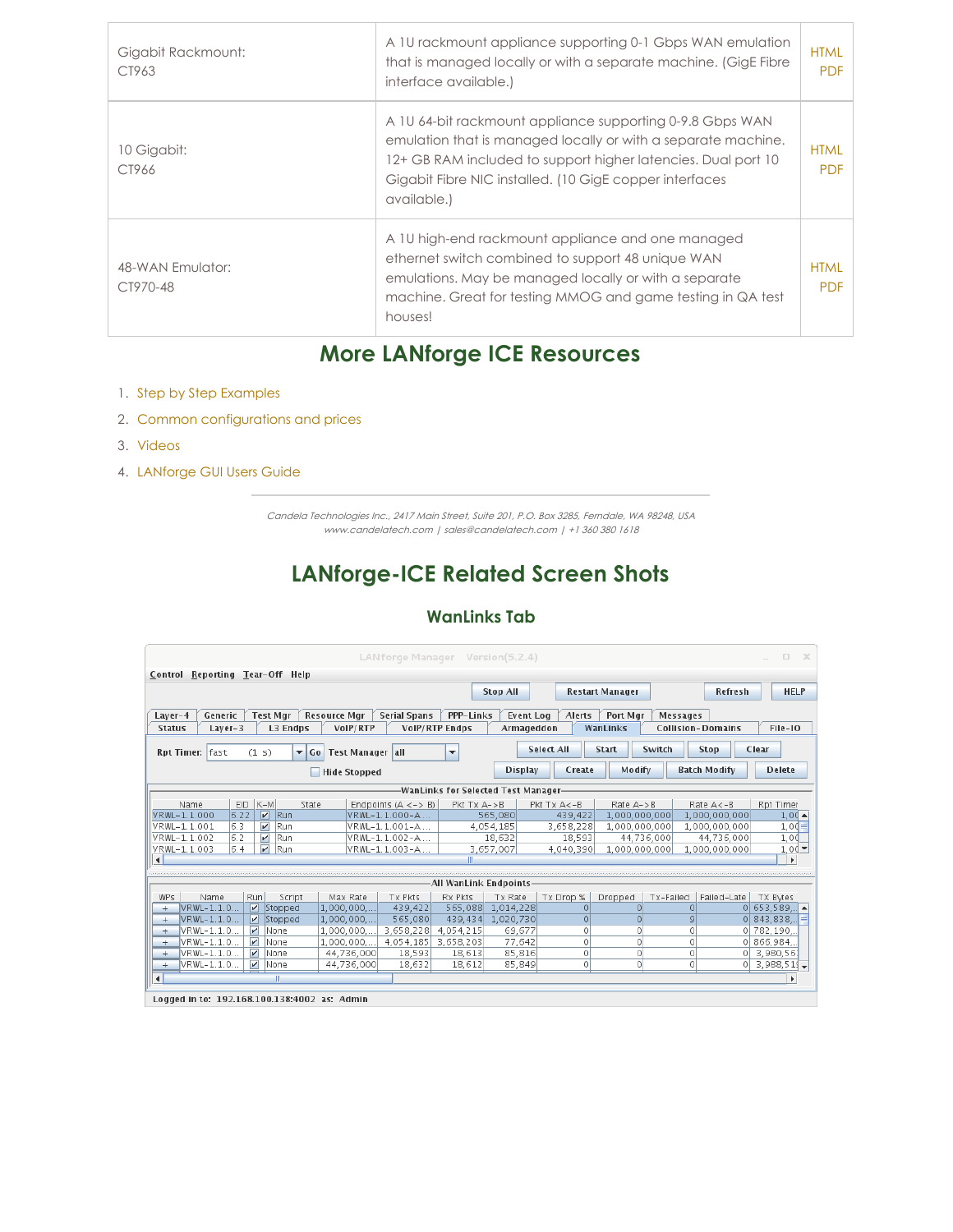| | | |
|---|---|---|
| Gigabit Rackmount: CT963 | A 1U rackmount appliance supporting 0-1 Gbps WAN emulation that is managed locally or with a separate machine. (GigE Fibre interface available.) | HTML PDF |
| 10 Gigabit: CT966 | A 1U 64-bit rackmount appliance supporting 0-9.8 Gbps WAN emulation that is managed locally or with a separate machine. 12+ GB RAM included to support higher latencies. Dual port 10 Gigabit Fibre NIC installed. (10 GigE copper interfaces available.) | HTML PDF |
| 48-WAN Emulator: CT970-48 | A 1U high-end rackmount appliance and one managed ethernet switch combined to support 48 unique WAN emulations. May be managed locally or with a separate machine. Great for testing MMOG and game testing in QA test houses! | HTML PDF |

## More LANforge ICE Resources

1. Step by Step Examples
2. Common configurations and prices
3. Videos
4. LANforge GUI Users Guide

---

*Candela Technologies Inc., 2417 Main Street, Suite 201, P.O. Box 3285, Ferndale, WA 98248, USA*
*www.candelatech.com | sales@candelatech.com | +1 360 380 1618*

## LANforge-ICE Related Screen Shots

### WanLinks Tab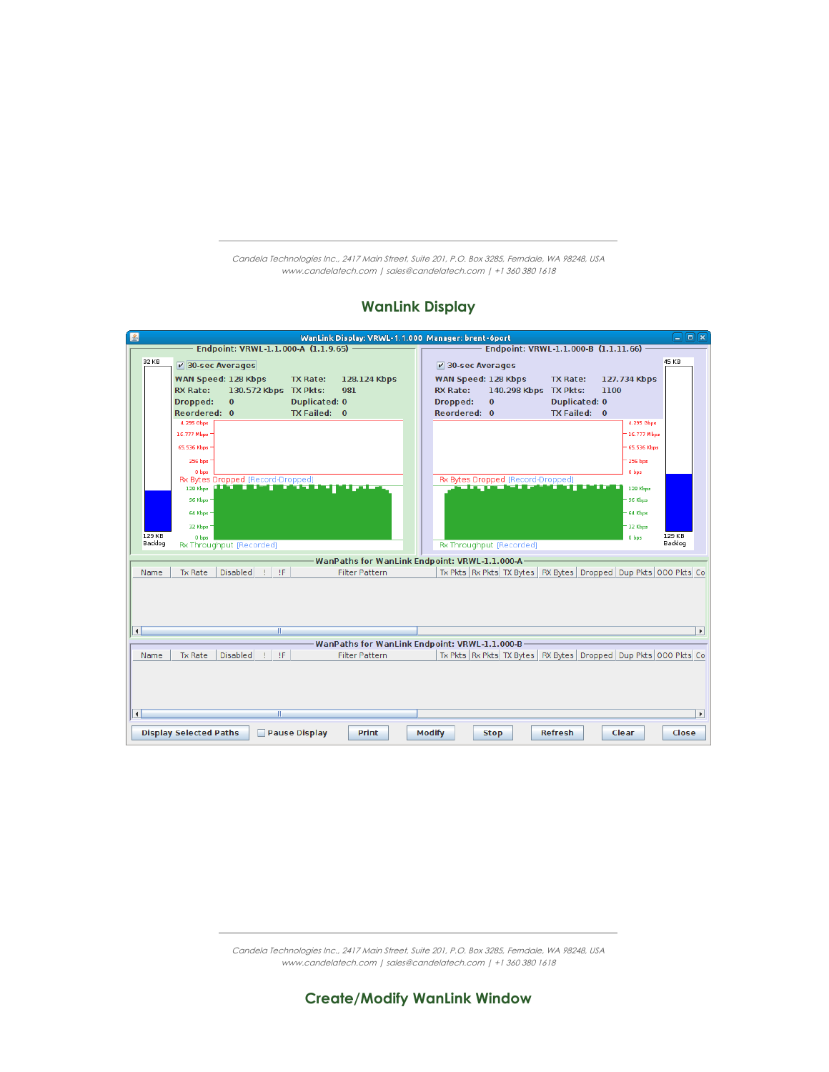## WanLink Display

## Create/Modify WanLink Window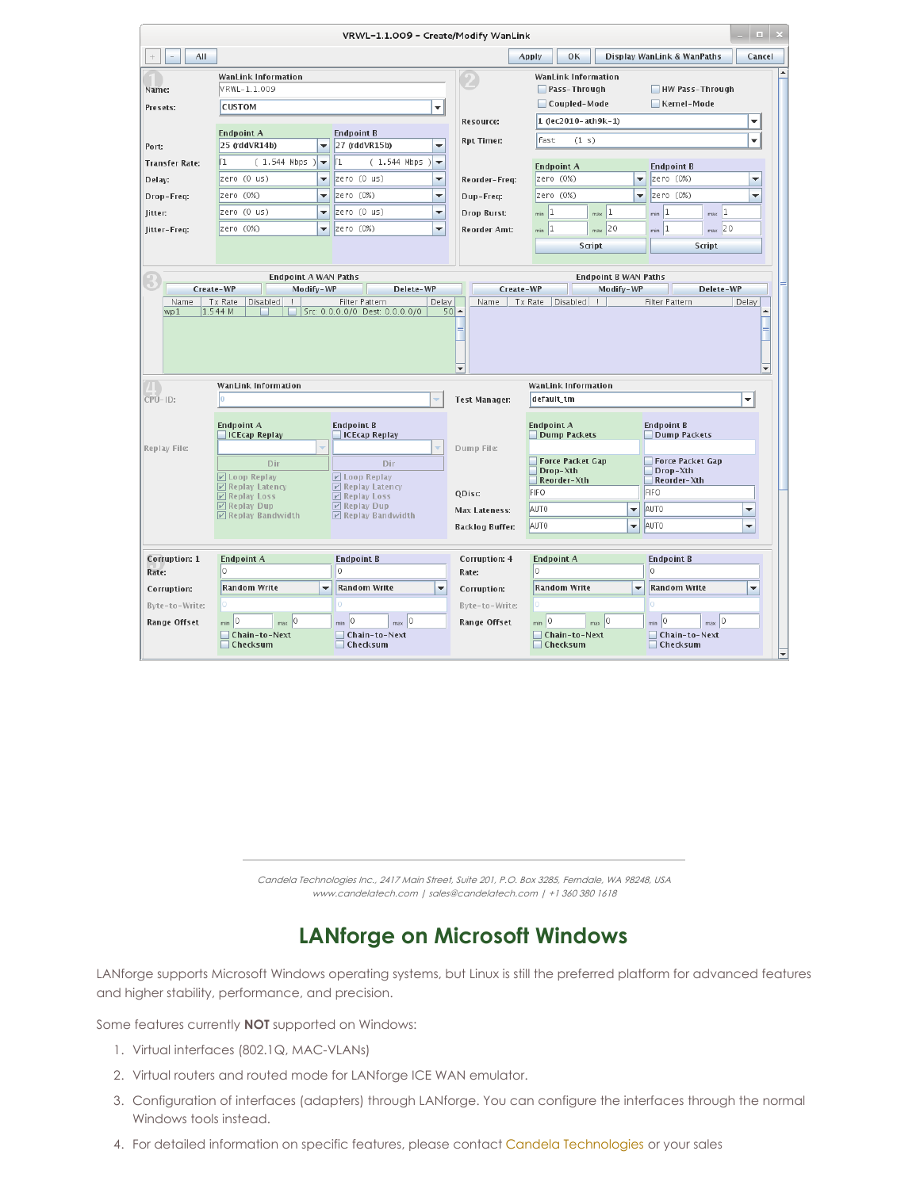Candela Technologies Inc., 2417 Main Street, Suite 201, P.O. Box 3285, Ferndale, WA 98248, USA
www.candelatech.com | sales@candelatech.com | +1 360 380 1618

# LANforge on Microsoft Windows

LANforge supports Microsoft Windows operating systems, but Linux is still the preferred platform for advanced features and higher stability, performance, and precision.

Some features currently **NOT** supported on Windows:

1. Virtual interfaces (802.1Q, MAC-VLANs)
2. Virtual routers and routed mode for LANforge ICE WAN emulator.
3. Configuration of interfaces (adapters) through LANforge. You can configure the interfaces through the normal Windows tools instead.
4. For detailed information on specific features, please contact Candela Technologies or your sales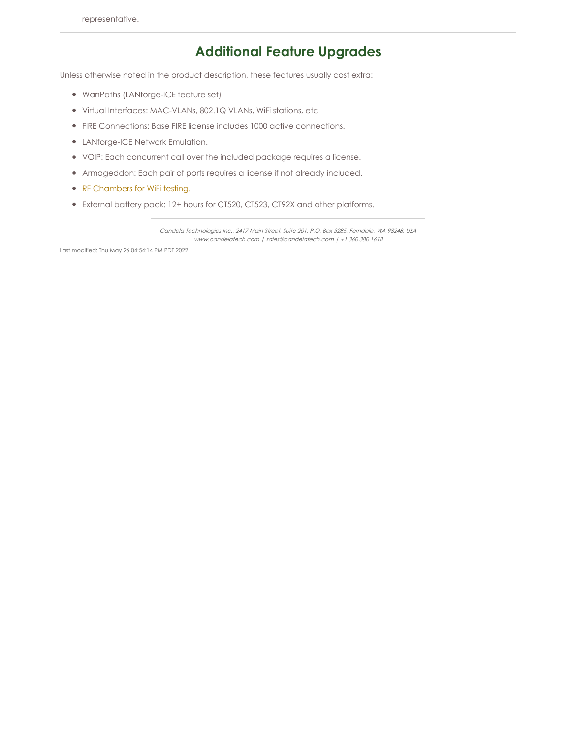representative.

## Additional Feature Upgrades

Unless otherwise noted in the product description, these features usually cost extra:

- WanPaths (LANforge-ICE feature set)
- Virtual Interfaces: MAC-VLANs, 802.1Q VLANs, WiFi stations, etc
- FIRE Connections: Base FIRE license includes 1000 active connections.
- LANforge-ICE Network Emulation.
- VOIP: Each concurrent call over the included package requires a license.
- Armageddon: Each pair of ports requires a license if not already included.
- RF Chambers for WiFi testing.
- External battery pack: 12+ hours for CT520, CT523, CT92X and other platforms.

*Candela Technologies Inc., 2417 Main Street, Suite 201, P.O. Box 3285, Ferndale, WA 98248, USA*
*www.candelatech.com | sales@candelatech.com | +1 360 380 1618*

Last modified: Thu May 26 04:54:14 PM PDT 2022